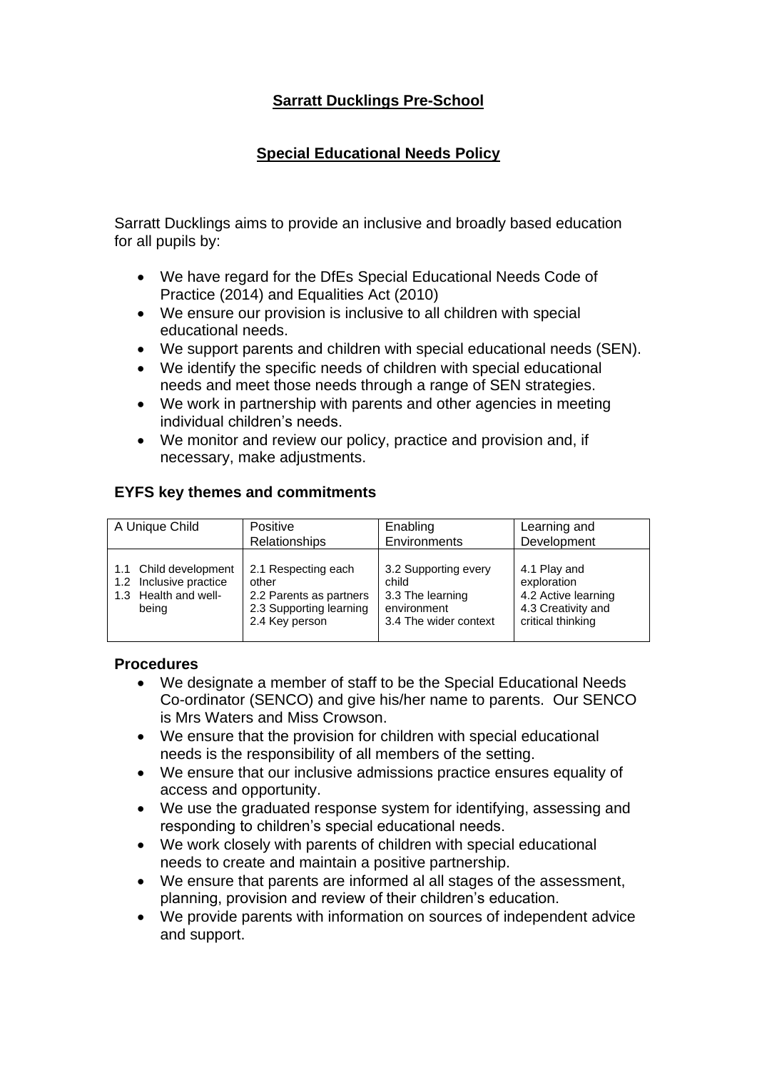# Sarratt Ducklings Pre-School

## Special Educational Needs Policy

Sarratt Ducklings aims to provide an inclusive and broadly based education for all pupils by:

- We have regard for the DfEs Special Educational Needs Code of Practice (2014) and Equalities Act (2010)
- We ensure our provision is inclusive to all children with special educational needs.
- We support parents and children with special educational needs (SEN).
- We identify the specific needs of children with special educational needs and meet those needs through a range of SEN strategies.
- We work in partnership with parents and other agencies in meeting individual children's needs.
- We monitor and review our policy, practice and provision and, if necessary, make adjustments.

### EYFS key themes and commitments

| A Unique Child | Positive Relationships | Enabling Environments | Learning and Development |
|---|---|---|---|
| 1.1 Child development<br>1.2 Inclusive practice<br>1.3 Health and well-being | 2.1 Respecting each other<br>2.2 Parents as partners<br>2.3 Supporting learning<br>2.4 Key person | 3.2 Supporting every child<br>3.3 The learning environment<br>3.4 The wider context | 4.1 Play and exploration<br>4.2 Active learning<br>4.3 Creativity and critical thinking |

### Procedures

- We designate a member of staff to be the Special Educational Needs Co-ordinator (SENCO) and give his/her name to parents. Our SENCO is Mrs Waters and Miss Crowson.
- We ensure that the provision for children with special educational needs is the responsibility of all members of the setting.
- We ensure that our inclusive admissions practice ensures equality of access and opportunity.
- We use the graduated response system for identifying, assessing and responding to children's special educational needs.
- We work closely with parents of children with special educational needs to create and maintain a positive partnership.
- We ensure that parents are informed al all stages of the assessment, planning, provision and review of their children's education.
- We provide parents with information on sources of independent advice and support.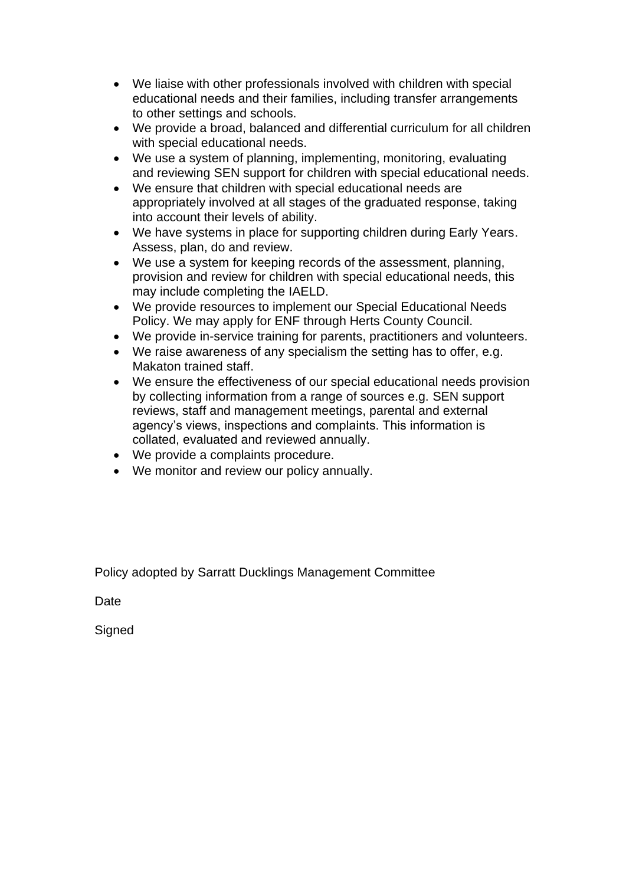- We liaise with other professionals involved with children with special educational needs and their families, including transfer arrangements to other settings and schools.
- We provide a broad, balanced and differential curriculum for all children with special educational needs.
- We use a system of planning, implementing, monitoring, evaluating and reviewing SEN support for children with special educational needs.
- We ensure that children with special educational needs are appropriately involved at all stages of the graduated response, taking into account their levels of ability.
- We have systems in place for supporting children during Early Years. Assess, plan, do and review.
- We use a system for keeping records of the assessment, planning, provision and review for children with special educational needs, this may include completing the IAELD.
- We provide resources to implement our Special Educational Needs Policy. We may apply for ENF through Herts County Council.
- We provide in-service training for parents, practitioners and volunteers.
- We raise awareness of any specialism the setting has to offer, e.g. Makaton trained staff.
- We ensure the effectiveness of our special educational needs provision by collecting information from a range of sources e.g. SEN support reviews, staff and management meetings, parental and external agency's views, inspections and complaints. This information is collated, evaluated and reviewed annually.
- We provide a complaints procedure.
- We monitor and review our policy annually.

Policy adopted by Sarratt Ducklings Management Committee

Date

Signed